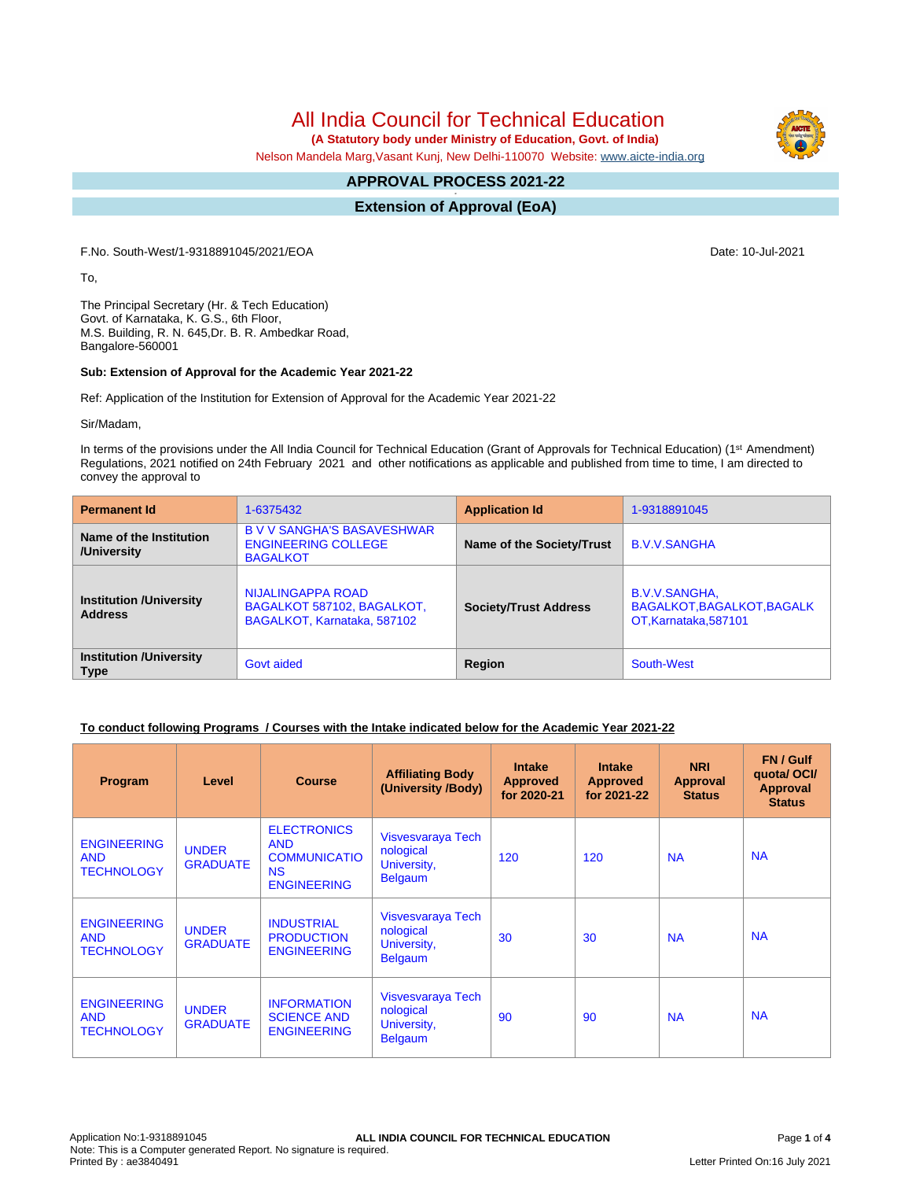# All India Council for Technical Education

**(A Statutory body under Ministry of Education, Govt. of India)**

Nelson Mandela Marg,Vasant Kunj, New Delhi-110070 Website: www.aicte-india.org

## APPROVAL PROCESS 2021-22

## Extension of Approval (EoA)

F.No. South-West/1-9318891045/2021/EOA

Date: 10-Jul-2021

To,

The Principal Secretary (Hr. & Tech Education)
Govt. of Karnataka, K. G.S., 6th Floor,
M.S. Building, R. N. 645,Dr. B. R. Ambedkar Road,
Bangalore-560001

**Sub: Extension of Approval for the Academic Year 2021-22**

Ref: Application of the Institution for Extension of Approval for the Academic Year 2021-22

Sir/Madam,

In terms of the provisions under the All India Council for Technical Education (Grant of Approvals for Technical Education) (1st Amendment) Regulations, 2021 notified on 24th February 2021 and other notifications as applicable and published from time to time, I am directed to convey the approval to

| **Permanent Id** | 1-6375432 | **Application Id** | 1-9318891045 |
|---|---|---|---|
| **Name of the Institution /University** | B V V SANGHA'S BASAVESHWAR ENGINEERING COLLEGE BAGALKOT | **Name of the Society/Trust** | B.V.V.SANGHA |
| **Institution /University Address** | NIJALINGAPPA ROAD BAGALKOT 587102, BAGALKOT, BAGALKOT, Karnataka, 587102 | **Society/Trust Address** | B.V.V.SANGHA, BAGALKOT,BAGALKOT,BAGALKOT,Karnataka,587101 |
| **Institution /University Type** | Govt aided | **Region** | South-West |

**To conduct following Programs / Courses with the Intake indicated below for the Academic Year 2021-22**

| Program | Level | Course | Affiliating Body (University /Body) | Intake Approved for 2020-21 | Intake Approved for 2021-22 | NRI Approval Status | FN / Gulf quota/ OCI/ Approval Status |
|---|---|---|---|---|---|---|---|
| ENGINEERING AND TECHNOLOGY | UNDER GRADUATE | ELECTRONICS AND COMMUNICATIONS ENGINEERING | Visvesvaraya Technological University, Belgaum | 120 | 120 | NA | NA |
| ENGINEERING AND TECHNOLOGY | UNDER GRADUATE | INDUSTRIAL PRODUCTION ENGINEERING | Visvesvaraya Technological University, Belgaum | 30 | 30 | NA | NA |
| ENGINEERING AND TECHNOLOGY | UNDER GRADUATE | INFORMATION SCIENCE AND ENGINEERING | Visvesvaraya Technological University, Belgaum | 90 | 90 | NA | NA |

Application No:1-9318891045
Note: This is a Computer generated Report. No signature is required.
Printed By : ae3840491
Letter Printed On:16 July 2021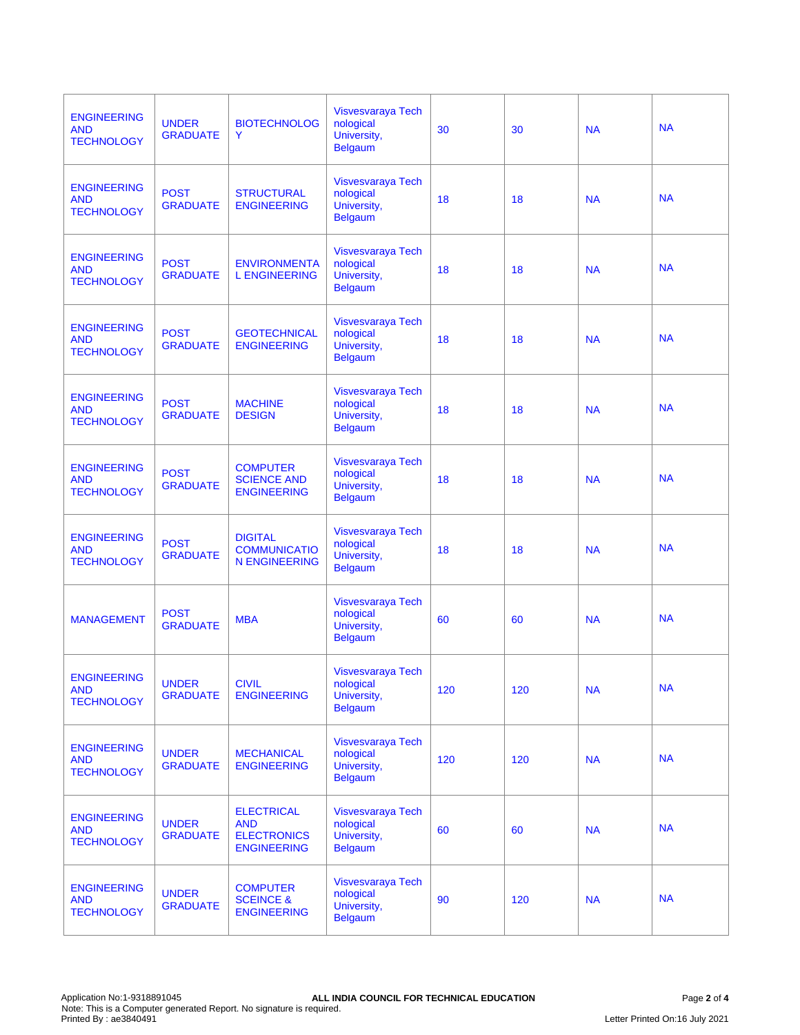| ENGINEERING AND TECHNOLOGY | UNDER GRADUATE | BIOTECHNOLOGY | Visvesvaraya Technological University, Belgaum | 30 | 30 | NA | NA |
|---|---|---|---|---|---|---|---|
| ENGINEERING AND TECHNOLOGY | POST GRADUATE | STRUCTURAL ENGINEERING | Visvesvaraya Technological University, Belgaum | 18 | 18 | NA | NA |
| ENGINEERING AND TECHNOLOGY | POST GRADUATE | ENVIRONMENTAL ENGINEERING | Visvesvaraya Technological University, Belgaum | 18 | 18 | NA | NA |
| ENGINEERING AND TECHNOLOGY | POST GRADUATE | GEOTECHNICAL ENGINEERING | Visvesvaraya Technological University, Belgaum | 18 | 18 | NA | NA |
| ENGINEERING AND TECHNOLOGY | POST GRADUATE | MACHINE DESIGN | Visvesvaraya Technological University, Belgaum | 18 | 18 | NA | NA |
| ENGINEERING AND TECHNOLOGY | POST GRADUATE | COMPUTER SCIENCE AND ENGINEERING | Visvesvaraya Technological University, Belgaum | 18 | 18 | NA | NA |
| ENGINEERING AND TECHNOLOGY | POST GRADUATE | DIGITAL COMMUNICATION ENGINEERING | Visvesvaraya Technological University, Belgaum | 18 | 18 | NA | NA |
| MANAGEMENT | POST GRADUATE | MBA | Visvesvaraya Technological University, Belgaum | 60 | 60 | NA | NA |
| ENGINEERING AND TECHNOLOGY | UNDER GRADUATE | CIVIL ENGINEERING | Visvesvaraya Technological University, Belgaum | 120 | 120 | NA | NA |
| ENGINEERING AND TECHNOLOGY | UNDER GRADUATE | MECHANICAL ENGINEERING | Visvesvaraya Technological University, Belgaum | 120 | 120 | NA | NA |
| ENGINEERING AND TECHNOLOGY | UNDER GRADUATE | ELECTRICAL AND ELECTRONICS ENGINEERING | Visvesvaraya Technological University, Belgaum | 60 | 60 | NA | NA |
| ENGINEERING AND TECHNOLOGY | UNDER GRADUATE | COMPUTER SCEINCE & ENGINEERING | Visvesvaraya Technological University, Belgaum | 90 | 120 | NA | NA |

Application No:1-9318891045
Note: This is a Computer generated Report. No signature is required.
Printed By : ae3840491

**ALL INDIA COUNCIL FOR TECHNICAL EDUCATION**

Letter Printed On:16 July 2021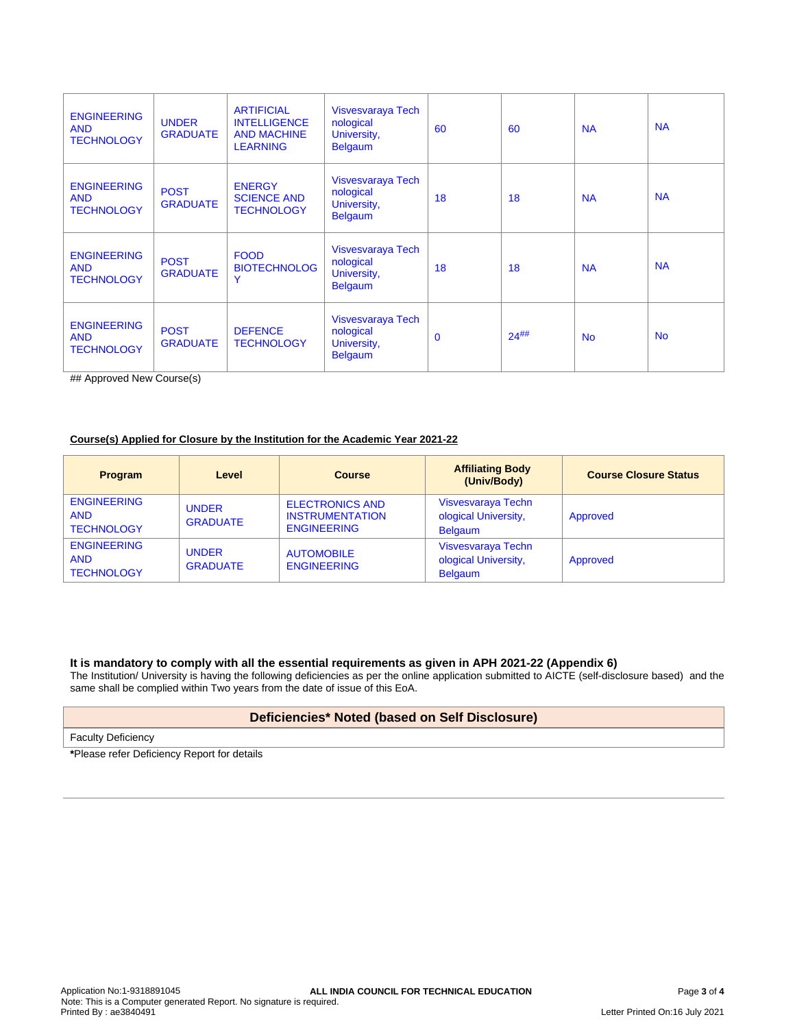| | | | | | | | |
|---|---|---|---|---|---|---|---|
| ENGINEERING AND TECHNOLOGY | UNDER GRADUATE | ARTIFICIAL INTELLIGENCE AND MACHINE LEARNING | Visvesvaraya Technological University, Belgaum | 60 | 60 | NA | NA |
| ENGINEERING AND TECHNOLOGY | POST GRADUATE | ENERGY SCIENCE AND TECHNOLOGY | Visvesvaraya Technological University, Belgaum | 18 | 18 | NA | NA |
| ENGINEERING AND TECHNOLOGY | POST GRADUATE | FOOD BIOTECHNOLOGY | Visvesvaraya Technological University, Belgaum | 18 | 18 | NA | NA |
| ENGINEERING AND TECHNOLOGY | POST GRADUATE | DEFENCE TECHNOLOGY | Visvesvaraya Technological University, Belgaum | 0 | 24## | No | No |

## Approved New Course(s)

**Course(s) Applied for Closure by the Institution for the Academic Year 2021-22**

| Program | Level | Course | Affiliating Body (Univ/Body) | Course Closure Status |
|---|---|---|---|---|
| ENGINEERING AND TECHNOLOGY | UNDER GRADUATE | ELECTRONICS AND INSTRUMENTATION ENGINEERING | Visvesvaraya Technological University, Belgaum | Approved |
| ENGINEERING AND TECHNOLOGY | UNDER GRADUATE | AUTOMOBILE ENGINEERING | Visvesvaraya Technological University, Belgaum | Approved |

**It is mandatory to comply with all the essential requirements as given in APH 2021-22 (Appendix 6)**

The Institution/ University is having the following deficiencies as per the online application submitted to AICTE (self-disclosure based) and the same shall be complied within Two years from the date of issue of this EoA.

| Deficiencies* Noted (based on Self Disclosure) |
|---|
| Faculty Deficiency |

***Please refer Deficiency Report for details**

Application No:1-9318891045
ALL INDIA COUNCIL FOR TECHNICAL EDUCATION
Note: This is a Computer generated Report. No signature is required.
Printed By : ae3840491
Letter Printed On:16 July 2021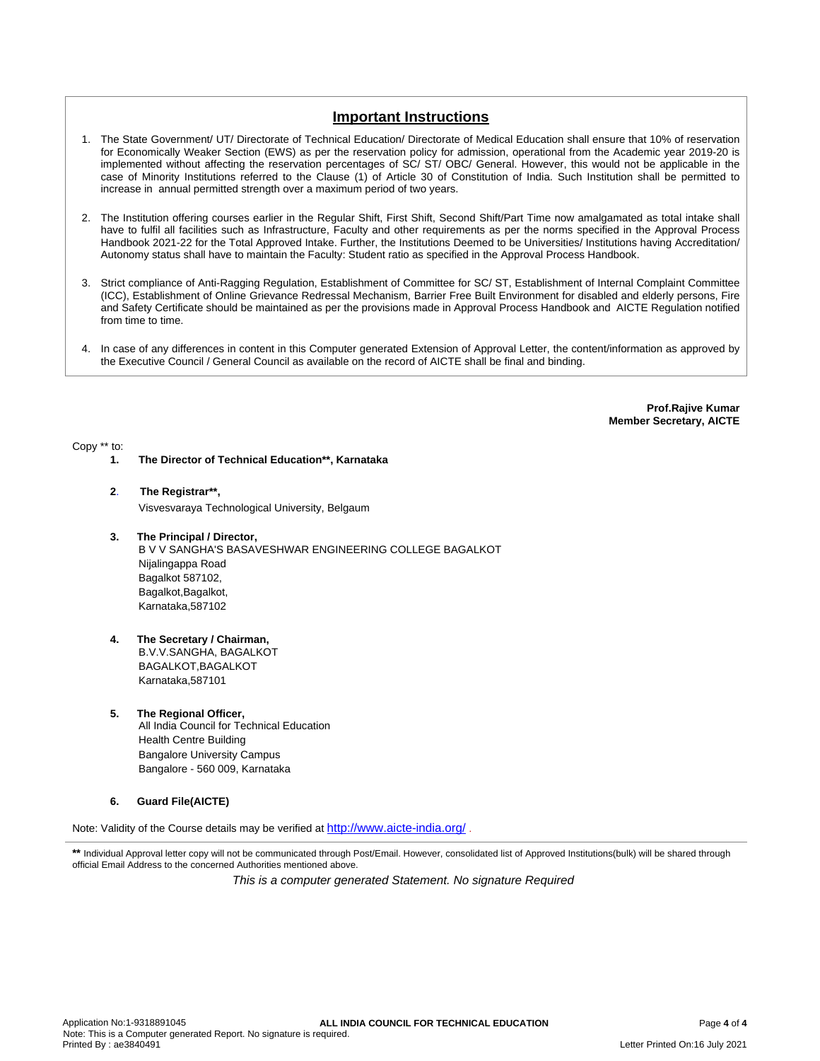## Important Instructions

1. The State Government/ UT/ Directorate of Technical Education/ Directorate of Medical Education shall ensure that 10% of reservation for Economically Weaker Section (EWS) as per the reservation policy for admission, operational from the Academic year 2019-20 is implemented without affecting the reservation percentages of SC/ ST/ OBC/ General. However, this would not be applicable in the case of Minority Institutions referred to the Clause (1) of Article 30 of Constitution of India. Such Institution shall be permitted to increase in annual permitted strength over a maximum period of two years.

2. The Institution offering courses earlier in the Regular Shift, First Shift, Second Shift/Part Time now amalgamated as total intake shall have to fulfil all facilities such as Infrastructure, Faculty and other requirements as per the norms specified in the Approval Process Handbook 2021-22 for the Total Approved Intake. Further, the Institutions Deemed to be Universities/ Institutions having Accreditation/ Autonomy status shall have to maintain the Faculty: Student ratio as specified in the Approval Process Handbook.

3. Strict compliance of Anti-Ragging Regulation, Establishment of Committee for SC/ ST, Establishment of Internal Complaint Committee (ICC), Establishment of Online Grievance Redressal Mechanism, Barrier Free Built Environment for disabled and elderly persons, Fire and Safety Certificate should be maintained as per the provisions made in Approval Process Handbook and AICTE Regulation notified from time to time.

4. In case of any differences in content in this Computer generated Extension of Approval Letter, the content/information as approved by the Executive Council / General Council as available on the record of AICTE shall be final and binding.

**Prof.Rajive Kumar**
**Member Secretary, AICTE**

Copy ** to:

1. **The Director of Technical Education**, Karnataka**

2. **The Registrar**,**
   Visvesvaraya Technological University, Belgaum

3. **The Principal / Director,**
   B V V SANGHA'S BASAVESHWAR ENGINEERING COLLEGE BAGALKOT
   Nijalingappa Road
   Bagalkot 587102,
   Bagalkot,Bagalkot,
   Karnataka,587102

4. **The Secretary / Chairman,**
   B.V.V.SANGHA, BAGALKOT
   BAGALKOT,BAGALKOT
   Karnataka,587101

5. **The Regional Officer,**
   All India Council for Technical Education
   Health Centre Building
   Bangalore University Campus
   Bangalore - 560 009, Karnataka

6. **Guard File(AICTE)**

Note: Validity of the Course details may be verified at http://www.aicte-india.org/ .

** Individual Approval letter copy will not be communicated through Post/Email. However, consolidated list of Approved Institutions(bulk) will be shared through official Email Address to the concerned Authorities mentioned above.

*This is a computer generated Statement. No signature Required*

Application No:1-9318891045
Note: This is a Computer generated Report. No signature is required.
Printed By : ae3840491

Letter Printed On:16 July 2021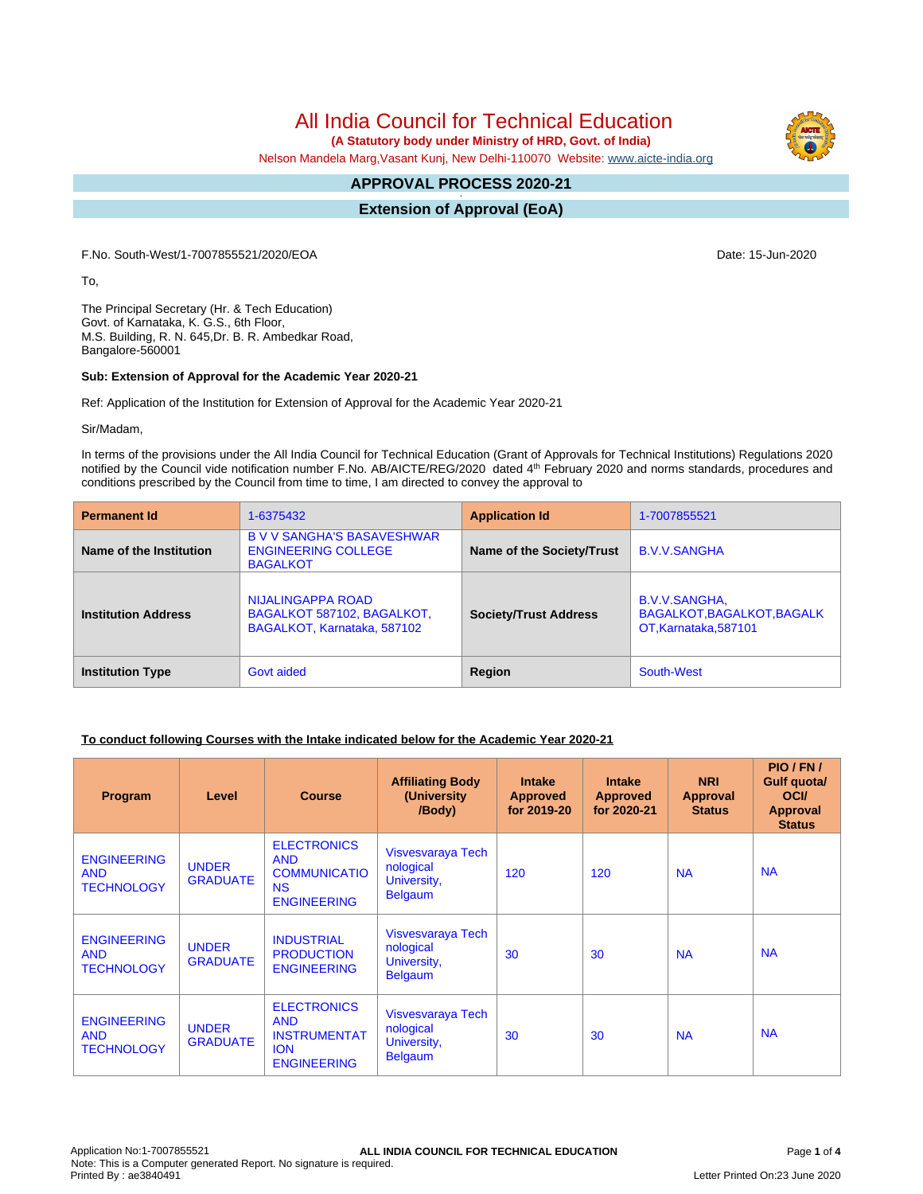# All India Council for Technical Education

**(A Statutory body under Ministry of HRD, Govt. of India)**

Nelson Mandela Marg,Vasant Kunj, New Delhi-110070 Website: www.aicte-india.org

## APPROVAL PROCESS 2020-21

## Extension of Approval (EoA)

F.No. South-West/1-7007855521/2020/EOA

Date: 15-Jun-2020

To,

The Principal Secretary (Hr. & Tech Education)
Govt. of Karnataka, K. G.S., 6th Floor,
M.S. Building, R. N. 645,Dr. B. R. Ambedkar Road,
Bangalore-560001

**Sub: Extension of Approval for the Academic Year 2020-21**

Ref: Application of the Institution for Extension of Approval for the Academic Year 2020-21

Sir/Madam,

In terms of the provisions under the All India Council for Technical Education (Grant of Approvals for Technical Institutions) Regulations 2020 notified by the Council vide notification number F.No. AB/AICTE/REG/2020 dated 4th February 2020 and norms standards, procedures and conditions prescribed by the Council from time to time, I am directed to convey the approval to

| **Permanent Id** | 1-6375432 | **Application Id** | 1-7007855521 |
|---|---|---|---|
| **Name of the Institution** | B V V SANGHA'S BASAVESHWAR ENGINEERING COLLEGE BAGALKOT | **Name of the Society/Trust** | B.V.V.SANGHA |
| **Institution Address** | NIJALINGAPPA ROAD BAGALKOT 587102, BAGALKOT, BAGALKOT, Karnataka, 587102 | **Society/Trust Address** | B.V.V.SANGHA, BAGALKOT,BAGALKOT,BAGALKOT,Karnataka,587101 |
| **Institution Type** | Govt aided | **Region** | South-West |

**To conduct following Courses with the Intake indicated below for the Academic Year 2020-21**

| Program | Level | Course | Affiliating Body (University /Body) | Intake Approved for 2019-20 | Intake Approved for 2020-21 | NRI Approval Status | PIO / FN / Gulf quota/ OCI/ Approval Status |
|---|---|---|---|---|---|---|---|
| ENGINEERING AND TECHNOLOGY | UNDER GRADUATE | ELECTRONICS AND COMMUNICATIONS ENGINEERING | Visvesvaraya Technological University, Belgaum | 120 | 120 | NA | NA |
| ENGINEERING AND TECHNOLOGY | UNDER GRADUATE | INDUSTRIAL PRODUCTION ENGINEERING | Visvesvaraya Technological University, Belgaum | 30 | 30 | NA | NA |
| ENGINEERING AND TECHNOLOGY | UNDER GRADUATE | ELECTRONICS AND INSTRUMENTATION ENGINEERING | Visvesvaraya Technological University, Belgaum | 30 | 30 | NA | NA |

Application No:1-7007855521
Note: This is a Computer generated Report. No signature is required.
Printed By : ae3840491

Letter Printed On:23 June 2020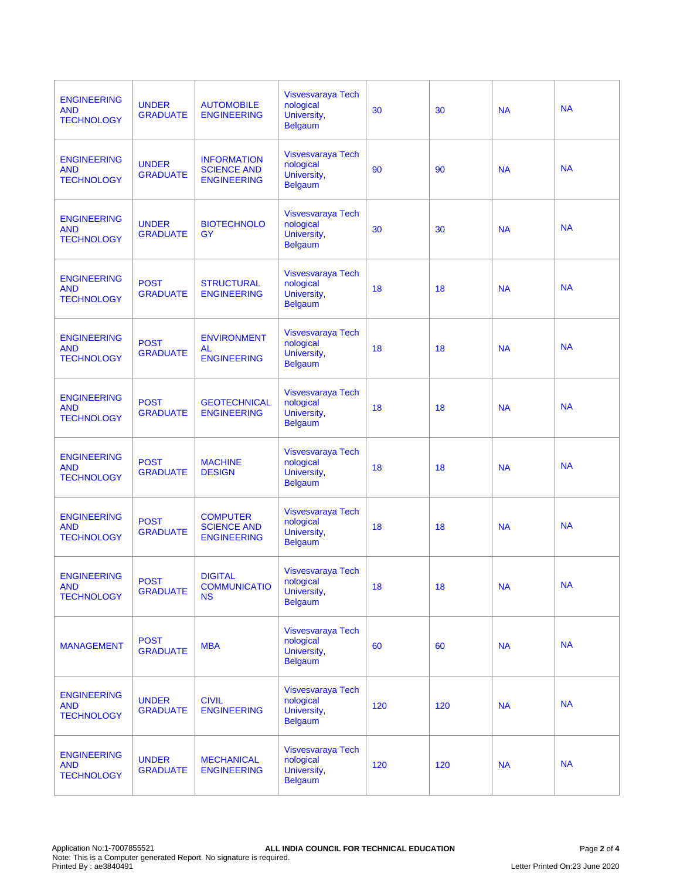| | | | | | | | |
|---|---|---|---|---|---|---|---|
| ENGINEERING AND TECHNOLOGY | UNDER GRADUATE | AUTOMOBILE ENGINEERING | Visvesvaraya Technological University, Belgaum | 30 | 30 | NA | NA |
| ENGINEERING AND TECHNOLOGY | UNDER GRADUATE | INFORMATION SCIENCE AND ENGINEERING | Visvesvaraya Technological University, Belgaum | 90 | 90 | NA | NA |
| ENGINEERING AND TECHNOLOGY | UNDER GRADUATE | BIOTECHNOLOGY | Visvesvaraya Technological University, Belgaum | 30 | 30 | NA | NA |
| ENGINEERING AND TECHNOLOGY | POST GRADUATE | STRUCTURAL ENGINEERING | Visvesvaraya Technological University, Belgaum | 18 | 18 | NA | NA |
| ENGINEERING AND TECHNOLOGY | POST GRADUATE | ENVIRONMENTAL ENGINEERING | Visvesvaraya Technological University, Belgaum | 18 | 18 | NA | NA |
| ENGINEERING AND TECHNOLOGY | POST GRADUATE | GEOTECHNICAL ENGINEERING | Visvesvaraya Technological University, Belgaum | 18 | 18 | NA | NA |
| ENGINEERING AND TECHNOLOGY | POST GRADUATE | MACHINE DESIGN | Visvesvaraya Technological University, Belgaum | 18 | 18 | NA | NA |
| ENGINEERING AND TECHNOLOGY | POST GRADUATE | COMPUTER SCIENCE AND ENGINEERING | Visvesvaraya Technological University, Belgaum | 18 | 18 | NA | NA |
| ENGINEERING AND TECHNOLOGY | POST GRADUATE | DIGITAL COMMUNICATIONS | Visvesvaraya Technological University, Belgaum | 18 | 18 | NA | NA |
| MANAGEMENT | POST GRADUATE | MBA | Visvesvaraya Technological University, Belgaum | 60 | 60 | NA | NA |
| ENGINEERING AND TECHNOLOGY | UNDER GRADUATE | CIVIL ENGINEERING | Visvesvaraya Technological University, Belgaum | 120 | 120 | NA | NA |
| ENGINEERING AND TECHNOLOGY | UNDER GRADUATE | MECHANICAL ENGINEERING | Visvesvaraya Technological University, Belgaum | 120 | 120 | NA | NA |

Application No:1-7007855521
Note: This is a Computer generated Report. No signature is required.
Printed By : ae3840491

**ALL INDIA COUNCIL FOR TECHNICAL EDUCATION**

Letter Printed On:23 June 2020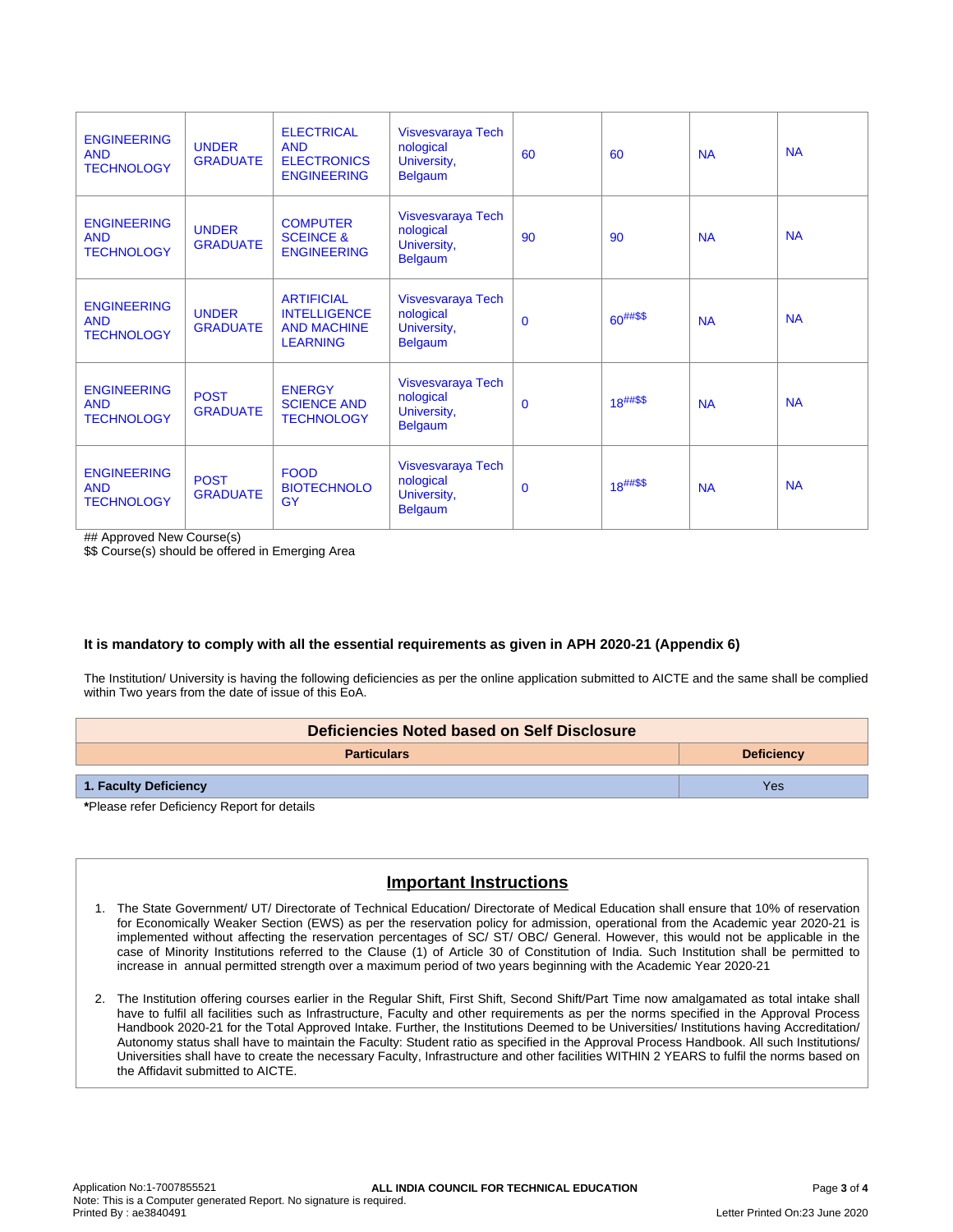| ENGINEERING AND TECHNOLOGY | UNDER GRADUATE | ELECTRICAL AND ELECTRONICS ENGINEERING | Visvesvaraya Technological University, Belgaum | 60 | 60 | NA | NA |
|---|---|---|---|---|---|---|---|
| ENGINEERING AND TECHNOLOGY | UNDER GRADUATE | COMPUTER SCEINCE & ENGINEERING | Visvesvaraya Technological University, Belgaum | 90 | 90 | NA | NA |
| ENGINEERING AND TECHNOLOGY | UNDER GRADUATE | ARTIFICIAL INTELLIGENCE AND MACHINE LEARNING | Visvesvaraya Technological University, Belgaum | 0 | 60##$$ | NA | NA |
| ENGINEERING AND TECHNOLOGY | POST GRADUATE | ENERGY SCIENCE AND TECHNOLOGY | Visvesvaraya Technological University, Belgaum | 0 | 18##$$ | NA | NA |
| ENGINEERING AND TECHNOLOGY | POST GRADUATE | FOOD BIOTECHNOLOGY | Visvesvaraya Technological University, Belgaum | 0 | 18##$$ | NA | NA |

## Approved New Course(s)
$$ Course(s) should be offered in Emerging Area

**It is mandatory to comply with all the essential requirements as given in APH 2020-21 (Appendix 6)**

The Institution/ University is having the following deficiencies as per the online application submitted to AICTE and the same shall be complied within Two years from the date of issue of this EoA.

| Deficiencies Noted based on Self Disclosure | |
|---|---|
| **Particulars** | **Deficiency** |
| **1. Faculty Deficiency** | Yes |

***Please refer Deficiency Report for details**

## Important Instructions

1. The State Government/ UT/ Directorate of Technical Education/ Directorate of Medical Education shall ensure that 10% of reservation for Economically Weaker Section (EWS) as per the reservation policy for admission, operational from the Academic year 2020-21 is implemented without affecting the reservation percentages of SC/ ST/ OBC/ General. However, this would not be applicable in the case of Minority Institutions referred to the Clause (1) of Article 30 of Constitution of India. Such Institution shall be permitted to increase in annual permitted strength over a maximum period of two years beginning with the Academic Year 2020-21
2. The Institution offering courses earlier in the Regular Shift, First Shift, Second Shift/Part Time now amalgamated as total intake shall have to fulfil all facilities such as Infrastructure, Faculty and other requirements as per the norms specified in the Approval Process Handbook 2020-21 for the Total Approved Intake. Further, the Institutions Deemed to be Universities/ Institutions having Accreditation/ Autonomy status shall have to maintain the Faculty: Student ratio as specified in the Approval Process Handbook. All such Institutions/ Universities shall have to create the necessary Faculty, Infrastructure and other facilities WITHIN 2 YEARS to fulfil the norms based on the Affidavit submitted to AICTE.

Application No:1-7007855521
Note: This is a Computer generated Report. No signature is required.
Printed By : ae3840491
Letter Printed On:23 June 2020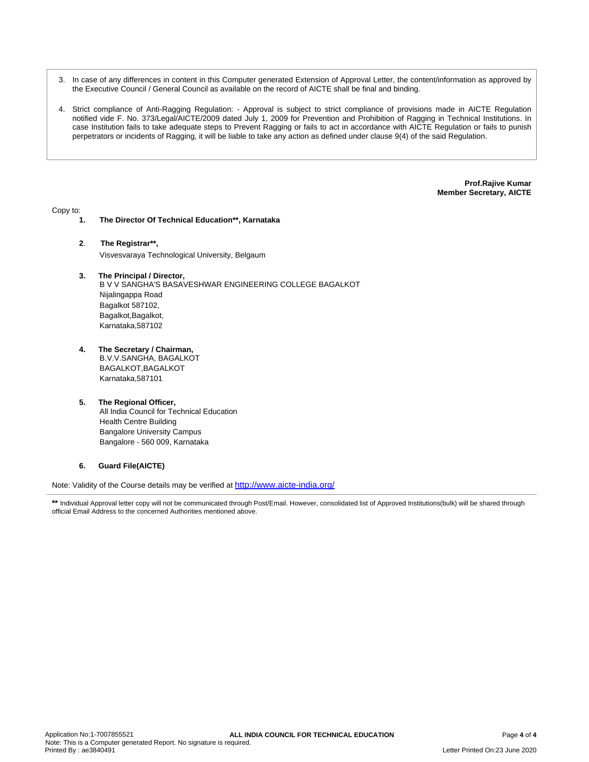3. In case of any differences in content in this Computer generated Extension of Approval Letter, the content/information as approved by the Executive Council / General Council as available on the record of AICTE shall be final and binding.

4. Strict compliance of Anti-Ragging Regulation: - Approval is subject to strict compliance of provisions made in AICTE Regulation notified vide F. No. 373/Legal/AICTE/2009 dated July 1, 2009 for Prevention and Prohibition of Ragging in Technical Institutions. In case Institution fails to take adequate steps to Prevent Ragging or fails to act in accordance with AICTE Regulation or fails to punish perpetrators or incidents of Ragging, it will be liable to take any action as defined under clause 9(4) of the said Regulation.

**Prof.Rajive Kumar**
**Member Secretary, AICTE**

Copy to:

1. **The Director Of Technical Education\*\*, Karnataka**

2. **The Registrar\*\*,**
   Visvesvaraya Technological University, Belgaum

3. **The Principal / Director,**
   B V V SANGHA'S BASAVESHWAR ENGINEERING COLLEGE BAGALKOT
   Nijalingappa Road
   Bagalkot 587102,
   Bagalkot,Bagalkot,
   Karnataka,587102

4. **The Secretary / Chairman,**
   B.V.V.SANGHA, BAGALKOT
   BAGALKOT,BAGALKOT
   Karnataka,587101

5. **The Regional Officer,**
   All India Council for Technical Education
   Health Centre Building
   Bangalore University Campus
   Bangalore - 560 009, Karnataka

6. **Guard File(AICTE)**

Note: Validity of the Course details may be verified at http://www.aicte-india.org/

**\*\*** Individual Approval letter copy will not be communicated through Post/Email. However, consolidated list of Approved Institutions(bulk) will be shared through official Email Address to the concerned Authorities mentioned above.

Application No:1-7007855521
Note: This is a Computer generated Report. No signature is required.
Printed By : ae3840491

Letter Printed On:23 June 2020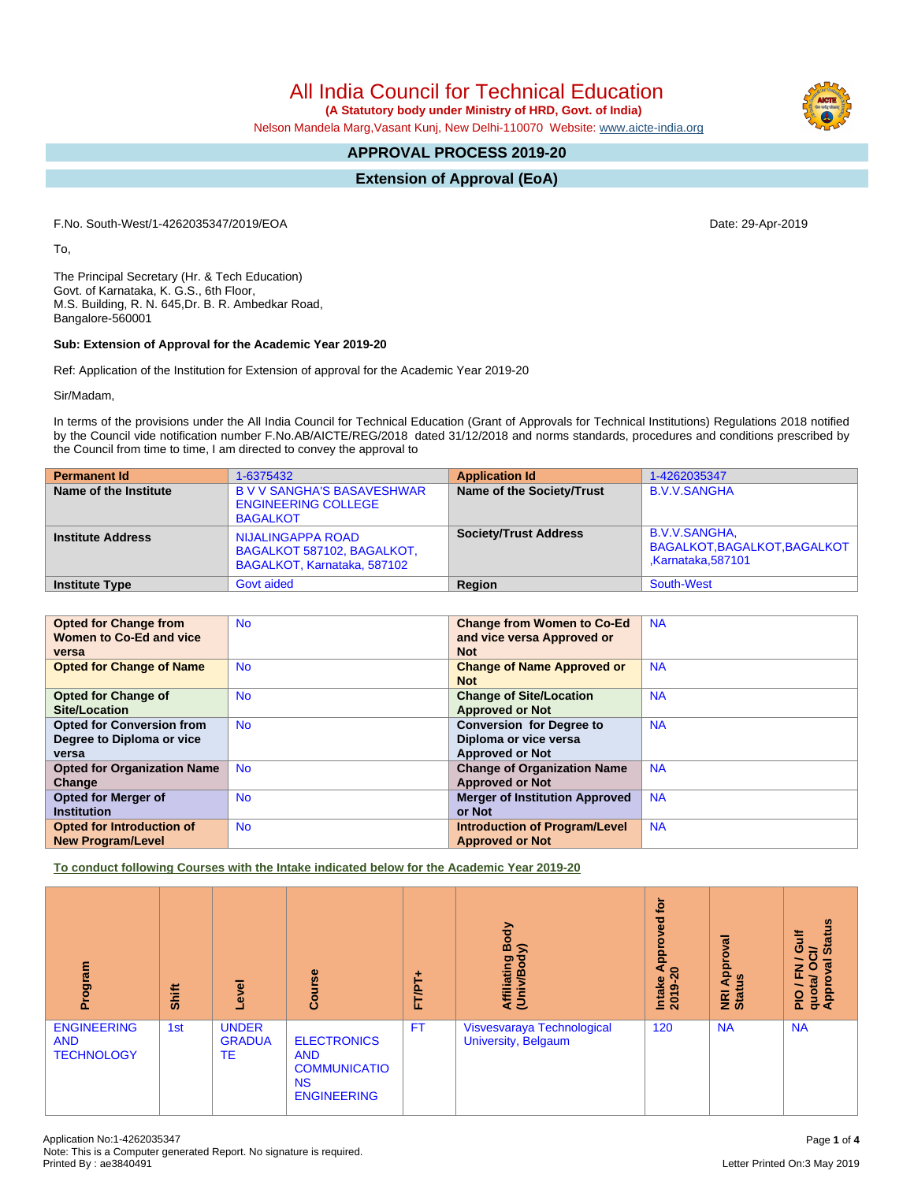# All India Council for Technical Education

**(A Statutory body under Ministry of HRD, Govt. of India)**

Nelson Mandela Marg,Vasant Kunj, New Delhi-110070 Website: www.aicte-india.org

## APPROVAL PROCESS 2019-20

## Extension of Approval (EoA)

F.No. South-West/1-4262035347/2019/EOA

Date: 29-Apr-2019

To,

The Principal Secretary (Hr. & Tech Education)
Govt. of Karnataka, K. G.S., 6th Floor,
M.S. Building, R. N. 645,Dr. B. R. Ambedkar Road,
Bangalore-560001

**Sub: Extension of Approval for the Academic Year 2019-20**

Ref: Application of the Institution for Extension of approval for the Academic Year 2019-20

Sir/Madam,

In terms of the provisions under the All India Council for Technical Education (Grant of Approvals for Technical Institutions) Regulations 2018 notified by the Council vide notification number F.No.AB/AICTE/REG/2018 dated 31/12/2018 and norms standards, procedures and conditions prescribed by the Council from time to time, I am directed to convey the approval to

| **Permanent Id** | 1-6375432 | **Application Id** | 1-4262035347 |
|---|---|---|---|
| **Name of the Institute** | B V V SANGHA'S BASAVESHWAR ENGINEERING COLLEGE BAGALKOT | **Name of the Society/Trust** | B.V.V.SANGHA |
| **Institute Address** | NIJALINGAPPA ROAD BAGALKOT 587102, BAGALKOT, BAGALKOT, Karnataka, 587102 | **Society/Trust Address** | B.V.V.SANGHA, BAGALKOT,BAGALKOT,BAGALKOT ,Karnataka,587101 |
| **Institute Type** | Govt aided | **Region** | South-West |

| **Opted for Change from Women to Co-Ed and vice versa** | No | **Change from Women to Co-Ed and vice versa Approved or Not** | NA |
|---|---|---|---|
| **Opted for Change of Name** | No | **Change of Name Approved or Not** | NA |
| **Opted for Change of Site/Location** | No | **Change of Site/Location Approved or Not** | NA |
| **Opted for Conversion from Degree to Diploma or vice versa** | No | **Conversion for Degree to Diploma or vice versa Approved or Not** | NA |
| **Opted for Organization Name Change** | No | **Change of Organization Name Approved or Not** | NA |
| **Opted for Merger of Institution** | No | **Merger of Institution Approved or Not** | NA |
| **Opted for Introduction of New Program/Level** | No | **Introduction of Program/Level Approved or Not** | NA |

**To conduct following Courses with the Intake indicated below for the Academic Year 2019-20**

| Program | Shift | Level | Course | FT/PT+ | Affiliating Body (Univ/Body) | Intake Approved for 2019-20 | NRI Approval Status | PIO / FN / Gulf quota/ OCI/ Approval Status |
|---|---|---|---|---|---|---|---|---|
| ENGINEERING AND TECHNOLOGY | 1st | UNDER GRADUATE | ELECTRONICS AND COMMUNICATIONS ENGINEERING | FT | Visvesvaraya Technological University, Belgaum | 120 | NA | NA |

Application No:1-4262035347
Note: This is a Computer generated Report. No signature is required.
Printed By : ae3840491

Letter Printed On:3 May 2019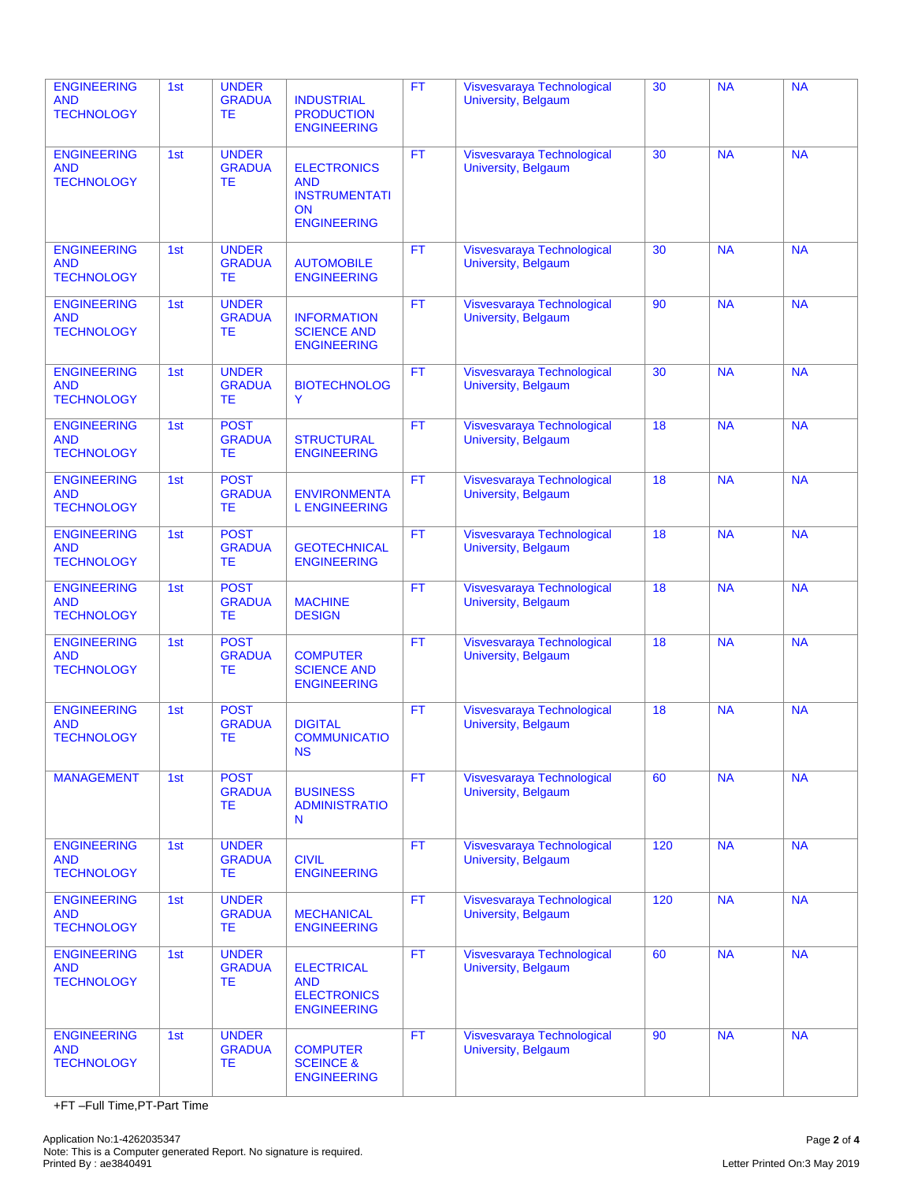| | | | | | | | | |
|---|---|---|---|---|---|---|---|---|
| ENGINEERING AND TECHNOLOGY | 1st | UNDER GRADUATE | INDUSTRIAL PRODUCTION ENGINEERING | FT | Visvesvaraya Technological University, Belgaum | 30 | NA | NA |
| ENGINEERING AND TECHNOLOGY | 1st | UNDER GRADUATE | ELECTRONICS AND INSTRUMENTATION ENGINEERING | FT | Visvesvaraya Technological University, Belgaum | 30 | NA | NA |
| ENGINEERING AND TECHNOLOGY | 1st | UNDER GRADUATE | AUTOMOBILE ENGINEERING | FT | Visvesvaraya Technological University, Belgaum | 30 | NA | NA |
| ENGINEERING AND TECHNOLOGY | 1st | UNDER GRADUATE | INFORMATION SCIENCE AND ENGINEERING | FT | Visvesvaraya Technological University, Belgaum | 90 | NA | NA |
| ENGINEERING AND TECHNOLOGY | 1st | UNDER GRADUATE | BIOTECHNOLOGY | FT | Visvesvaraya Technological University, Belgaum | 30 | NA | NA |
| ENGINEERING AND TECHNOLOGY | 1st | POST GRADUATE | STRUCTURAL ENGINEERING | FT | Visvesvaraya Technological University, Belgaum | 18 | NA | NA |
| ENGINEERING AND TECHNOLOGY | 1st | POST GRADUATE | ENVIRONMENTAL ENGINEERING | FT | Visvesvaraya Technological University, Belgaum | 18 | NA | NA |
| ENGINEERING AND TECHNOLOGY | 1st | POST GRADUATE | GEOTECHNICAL ENGINEERING | FT | Visvesvaraya Technological University, Belgaum | 18 | NA | NA |
| ENGINEERING AND TECHNOLOGY | 1st | POST GRADUATE | MACHINE DESIGN | FT | Visvesvaraya Technological University, Belgaum | 18 | NA | NA |
| ENGINEERING AND TECHNOLOGY | 1st | POST GRADUATE | COMPUTER SCIENCE AND ENGINEERING | FT | Visvesvaraya Technological University, Belgaum | 18 | NA | NA |
| ENGINEERING AND TECHNOLOGY | 1st | POST GRADUATE | DIGITAL COMMUNICATIONS | FT | Visvesvaraya Technological University, Belgaum | 18 | NA | NA |
| MANAGEMENT | 1st | POST GRADUATE | BUSINESS ADMINISTRATION | FT | Visvesvaraya Technological University, Belgaum | 60 | NA | NA |
| ENGINEERING AND TECHNOLOGY | 1st | UNDER GRADUATE | CIVIL ENGINEERING | FT | Visvesvaraya Technological University, Belgaum | 120 | NA | NA |
| ENGINEERING AND TECHNOLOGY | 1st | UNDER GRADUATE | MECHANICAL ENGINEERING | FT | Visvesvaraya Technological University, Belgaum | 120 | NA | NA |
| ENGINEERING AND TECHNOLOGY | 1st | UNDER GRADUATE | ELECTRICAL AND ELECTRONICS ENGINEERING | FT | Visvesvaraya Technological University, Belgaum | 60 | NA | NA |
| ENGINEERING AND TECHNOLOGY | 1st | UNDER GRADUATE | COMPUTER SCEINCE & ENGINEERING | FT | Visvesvaraya Technological University, Belgaum | 90 | NA | NA |

+FT –Full Time,PT-Part Time

Application No:1-4262035347
Note: This is a Computer generated Report. No signature is required.
Printed By : ae3840491

Letter Printed On:3 May 2019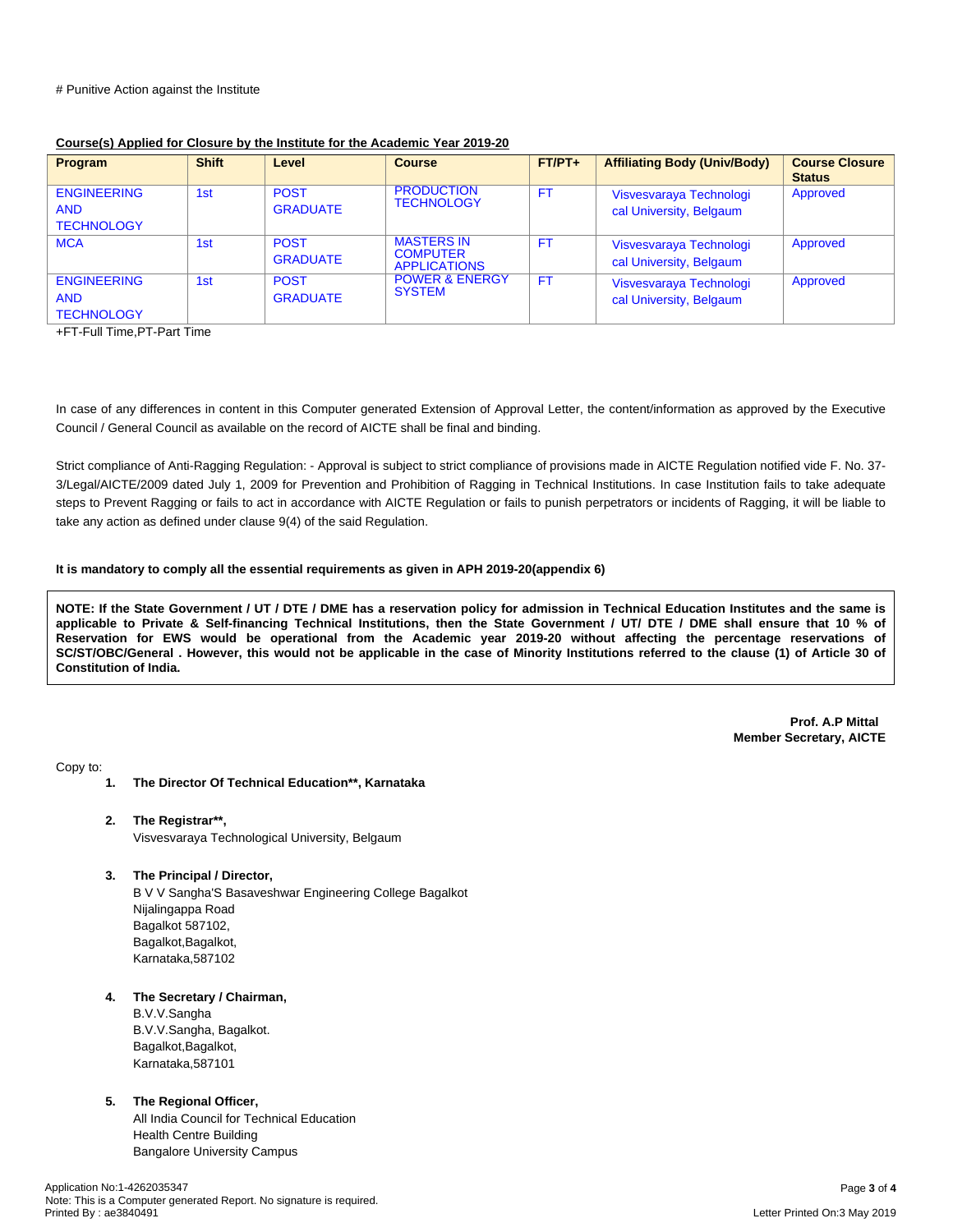# Punitive Action against the Institute

**Course(s) Applied for Closure by the Institute for the Academic Year 2019-20**

| Program | Shift | Level | Course | FT/PT+ | Affiliating Body (Univ/Body) | Course Closure Status |
|---|---|---|---|---|---|---|
| ENGINEERING AND TECHNOLOGY | 1st | POST GRADUATE | PRODUCTION TECHNOLOGY | FT | Visvesvaraya Technological University, Belgaum | Approved |
| MCA | 1st | POST GRADUATE | MASTERS IN COMPUTER APPLICATIONS | FT | Visvesvaraya Technological University, Belgaum | Approved |
| ENGINEERING AND TECHNOLOGY | 1st | POST GRADUATE | POWER & ENERGY SYSTEM | FT | Visvesvaraya Technological University, Belgaum | Approved |

+FT-Full Time,PT-Part Time

In case of any differences in content in this Computer generated Extension of Approval Letter, the content/information as approved by the Executive Council / General Council as available on the record of AICTE shall be final and binding.

Strict compliance of Anti-Ragging Regulation: - Approval is subject to strict compliance of provisions made in AICTE Regulation notified vide F. No. 37-3/Legal/AICTE/2009 dated July 1, 2009 for Prevention and Prohibition of Ragging in Technical Institutions. In case Institution fails to take adequate steps to Prevent Ragging or fails to act in accordance with AICTE Regulation or fails to punish perpetrators or incidents of Ragging, it will be liable to take any action as defined under clause 9(4) of the said Regulation.

**It is mandatory to comply all the essential requirements as given in APH 2019-20(appendix 6)**

**NOTE: If the State Government / UT / DTE / DME has a reservation policy for admission in Technical Education Institutes and the same is applicable to Private & Self-financing Technical Institutions, then the State Government / UT/ DTE / DME shall ensure that 10 % of Reservation for EWS would be operational from the Academic year 2019-20 without affecting the percentage reservations of SC/ST/OBC/General . However, this would not be applicable in the case of Minority Institutions referred to the clause (1) of Article 30 of Constitution of India.**

**Prof. A.P Mittal**
**Member Secretary, AICTE**

Copy to:

1. **The Director Of Technical Education\*\*, Karnataka**

2. **The Registrar\*\*,**
   Visvesvaraya Technological University, Belgaum

3. **The Principal / Director,**
   B V V Sangha'S Basaveshwar Engineering College Bagalkot
   Nijalingappa Road
   Bagalkot 587102,
   Bagalkot,Bagalkot,
   Karnataka,587102

4. **The Secretary / Chairman,**
   B.V.V.Sangha
   B.V.V.Sangha, Bagalkot.
   Bagalkot,Bagalkot,
   Karnataka,587101

5. **The Regional Officer,**
   All India Council for Technical Education
   Health Centre Building
   Bangalore University Campus

Application No:1-4262035347
Note: This is a Computer generated Report. No signature is required.
Printed By : ae3840491
Letter Printed On:3 May 2019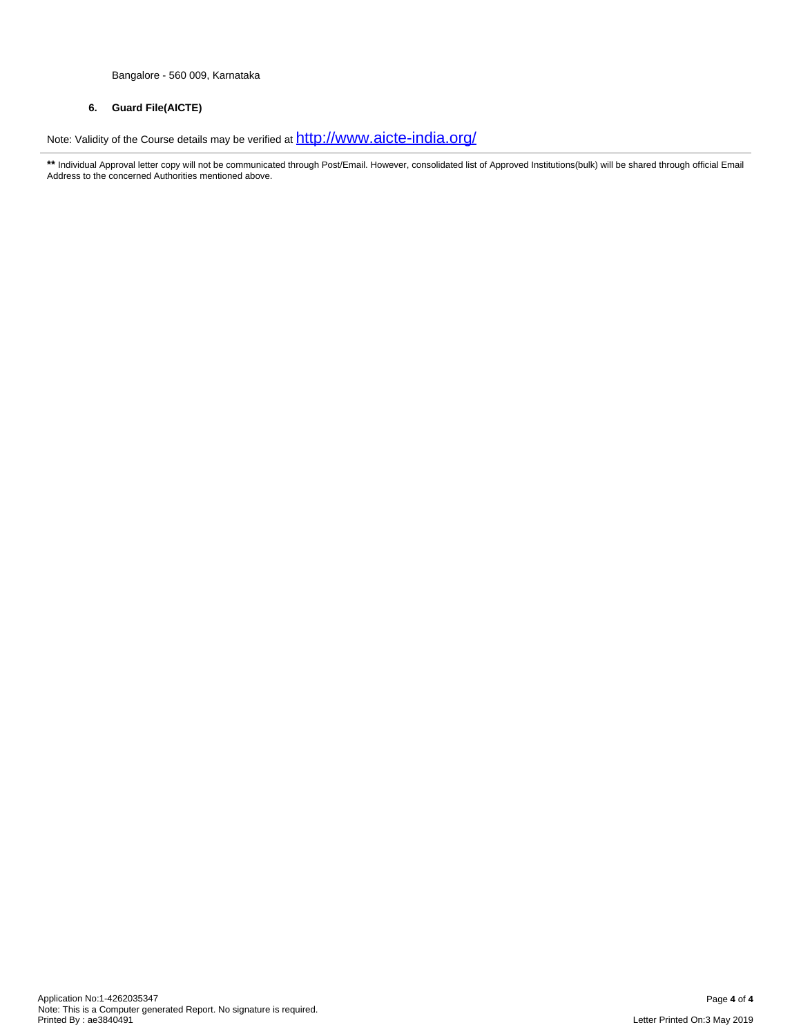Bangalore - 560 009, Karnataka

**6. Guard File(AICTE)**

Note: Validity of the Course details may be verified at http://www.aicte-india.org/

---

**\*\*** Individual Approval letter copy will not be communicated through Post/Email. However, consolidated list of Approved Institutions(bulk) will be shared through official Email Address to the concerned Authorities mentioned above.

Application No:1-4262035347
Note: This is a Computer generated Report. No signature is required.
Printed By : ae3840491

Letter Printed On:3 May 2019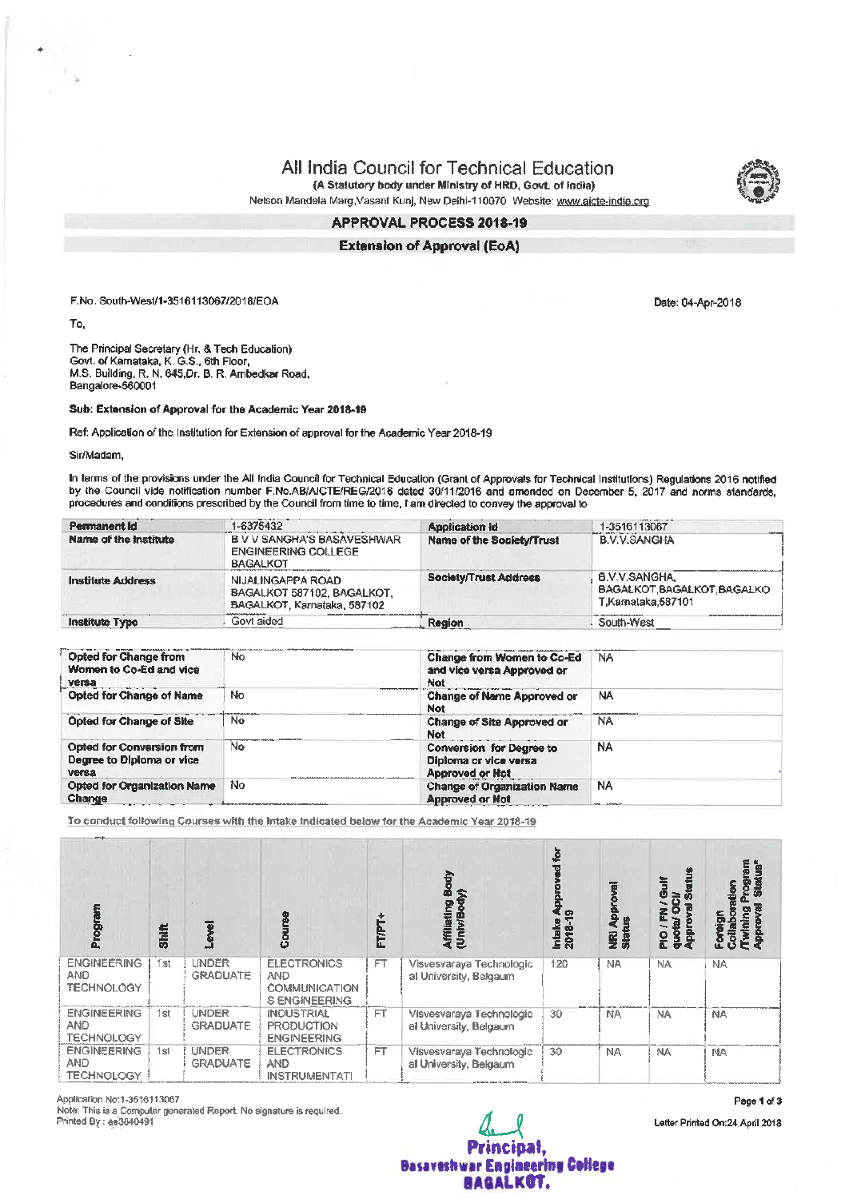# All India Council for Technical Education

**(A Statutory body under Ministry of HRD, Govt. of India)**

Nelson Mandela Marg,Vasant Kunj, New Delhi-110070 Website: www.aicte-india.org

## APPROVAL PROCESS 2018-19

### Extension of Approval (EoA)

F.No. South-West/1-3516113067/2018/EOA

Date: 04-Apr-2018

To,

The Principal Secretary (Hr. & Tech Education)
Govt. of Karnataka, K. G.S., 6th Floor,
M.S. Building, R. N. 645,Dr. B. R. Ambedkar Road,
Bangalore-560001

**Sub: Extension of Approval for the Academic Year 2018-19**

Ref: Application of the Institution for Extension of approval for the Academic Year 2018-19

Sir/Madam,

In terms of the provisions under the All India Council for Technical Education (Grant of Approvals for Technical Institutions) Regulations 2016 notified by the Council vide notification number F.No.AB/AICTE/REG/2016 dated 30/11/2016 and amended on December 5, 2017 and norms standards, procedures and conditions prescribed by the Council from time to time, I am directed to convey the approval to

| **Permanent Id** | 1-6375432 | **Application Id** | 1-3516113067 |
|---|---|---|---|
| **Name of the Institute** | B V V SANGHA'S BASAVESHWAR ENGINEERING COLLEGE BAGALKOT | **Name of the Society/Trust** | B.V.V.SANGHA |
| **Institute Address** | NIJALINGAPPA ROAD BAGALKOT 587102, BAGALKOT, BAGALKOT, Karnataka, 587102 | **Society/Trust Address** | B.V.V.SANGHA, BAGALKOT,BAGALKOT,BAGALKO T,Karnataka,587101 |
| **Institute Type** | Govt aided | **Region** | South-West |

| **Opted for Change from Women to Co-Ed and vice versa** | No | **Change from Women to Co-Ed and vice versa Approved or Not** | NA |
|---|---|---|---|
| **Opted for Change of Name** | No | **Change of Name Approved or Not** | NA |
| **Opted for Change of Site** | No | **Change of Site Approved or Not** | NA |
| **Opted for Conversion from Degree to Diploma or vice versa** | No | **Conversion for Degree to Diploma or vice versa Approved or Not** | NA |
| **Opted for Organization Name Change** | No | **Change of Organization Name Approved or Not** | NA |

To conduct following Courses with the Intake indicated below for the Academic Year 2018-19

| Program | Shift | Level | Course | FT/PT+ | Affiliating Body (Univ/Body) | Intake Approved for 2018-19 | NRI Approval Status | PIO / FN / Gulf quota/ OCI/ Approval Status | Foreign Collaboration /Twining Program Approval Status* |
|---|---|---|---|---|---|---|---|---|---|
| ENGINEERING AND TECHNOLOGY | 1st | UNDER GRADUATE | ELECTRONICS AND COMMUNICATION S ENGINEERING | FT | Visvesvaraya Technological University, Belgaum | 120 | NA | NA | NA |
| ENGINEERING AND TECHNOLOGY | 1st | UNDER GRADUATE | INDUSTRIAL PRODUCTION ENGINEERING | FT | Visvesvaraya Technological University, Belgaum | 30 | NA | NA | NA |
| ENGINEERING AND TECHNOLOGY | 1st | UNDER GRADUATE | ELECTRONICS AND INSTRUMENTATI | FT | Visvesvaraya Technological University, Belgaum | 30 | NA | NA | NA |

Application No:1-3516113067
Note: This is a Computer generated Report. No signature is required.
Printed By : ae3840491

Letter Printed On:24 April 2018

**Principal,**
**Basaveshwar Engineering College**
**BAGALKOT.**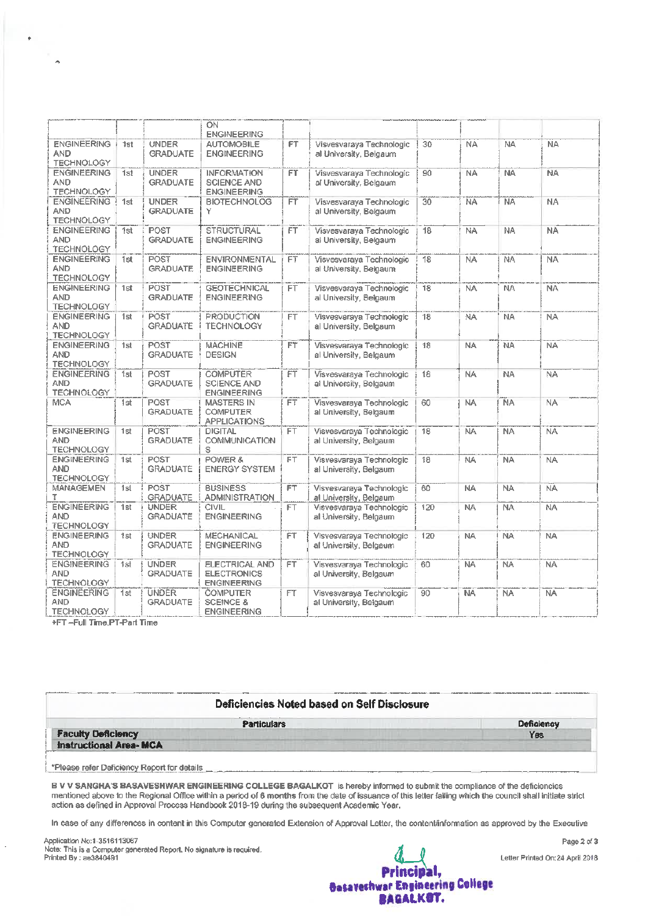| | | | ON ENGINEERING | | | | | | |
|---|---|---|---|---|---|---|---|---|---|
| ENGINEERING AND TECHNOLOGY | 1st | UNDER GRADUATE | AUTOMOBILE ENGINEERING | FT | Visvesvaraya Technological University, Belgaum | 30 | NA | NA | NA |
| ENGINEERING AND TECHNOLOGY | 1st | UNDER GRADUATE | INFORMATION SCIENCE AND ENGINEERING | FT | Visvesvaraya Technological University, Belgaum | 90 | NA | NA | NA |
| ENGINEERING AND TECHNOLOGY | 1st | UNDER GRADUATE | BIOTECHNOLOGY | FT | Visvesvaraya Technological University, Belgaum | 30 | NA | NA | NA |
| ENGINEERING AND TECHNOLOGY | 1st | POST GRADUATE | STRUCTURAL ENGINEERING | FT | Visvesvaraya Technological University, Belgaum | 18 | NA | NA | NA |
| ENGINEERING AND TECHNOLOGY | 1st | POST GRADUATE | ENVIRONMENTAL ENGINEERING | FT | Visvesvaraya Technological University, Belgaum | 18 | NA | NA | NA |
| ENGINEERING AND TECHNOLOGY | 1st | POST GRADUATE | GEOTECHNICAL ENGINEERING | FT | Visvesvaraya Technological University, Belgaum | 18 | NA | NA | NA |
| ENGINEERING AND TECHNOLOGY | 1st | POST GRADUATE | PRODUCTION TECHNOLOGY | FT | Visvesvaraya Technological University, Belgaum | 18 | NA | NA | NA |
| ENGINEERING AND TECHNOLOGY | 1st | POST GRADUATE | MACHINE DESIGN | FT | Visvesvaraya Technological University, Belgaum | 18 | NA | NA | NA |
| ENGINEERING AND TECHNOLOGY | 1st | POST GRADUATE | COMPUTER SCIENCE AND ENGINEERING | FT | Visvesvaraya Technological University, Belgaum | 18 | NA | NA | NA |
| MCA | 1st | POST GRADUATE | MASTERS IN COMPUTER APPLICATIONS | FT | Visvesvaraya Technological University, Belgaum | 60 | NA | NA | NA |
| ENGINEERING AND TECHNOLOGY | 1st | POST GRADUATE | DIGITAL COMMUNICATIONS | FT | Visvesvaraya Technological University, Belgaum | 18 | NA | NA | NA |
| ENGINEERING AND TECHNOLOGY | 1st | POST GRADUATE | POWER & ENERGY SYSTEM | FT | Visvesvaraya Technological University, Belgaum | 18 | NA | NA | NA |
| MANAGEMENT | 1st | POST GRADUATE | BUSINESS ADMINISTRATION | FT | Visvesvaraya Technological University, Belgaum | 60 | NA | NA | NA |
| ENGINEERING AND TECHNOLOGY | 1st | UNDER GRADUATE | CIVIL ENGINEERING | FT | Visvesvaraya Technological University, Belgaum | 120 | NA | NA | NA |
| ENGINEERING AND TECHNOLOGY | 1st | UNDER GRADUATE | MECHANICAL ENGINEERING | FT | Visvesvaraya Technological University, Belgaum | 120 | NA | NA | NA |
| ENGINEERING AND TECHNOLOGY | 1st | UNDER GRADUATE | ELECTRICAL AND ELECTRONICS ENGINEERING | FT | Visvesvaraya Technological University, Belgaum | 60 | NA | NA | NA |
| ENGINEERING AND TECHNOLOGY | 1st | UNDER GRADUATE | COMPUTER SCEINCE & ENGINEERING | FT | Visvesvaraya Technological University, Belgaum | 90 | NA | NA | NA |

+FT –Full Time,PT-Part Time

| Deficiencies Noted based on Self Disclosure | |
|---|---|
| **Particulars** | **Deficiency** |
| **Faculty Deficiency** | Yes |
| **Instructional Area- MCA** | |

*Please refer Deficiency Report for details

**B V V SANGHA'S BASAVESHWAR ENGINEERING COLLEGE BAGALKOT** is hereby informed to submit the compliance of the deficiencies mentioned above to the Regional Office within a period of 6 months from the date of issuance of this letter failing which the council shall initiate strict action as defined in Approval Process Handbook 2018-19 during the subsequent Academic Year.

In case of any differences in content in this Computer generated Extension of Approval Letter, the content/information as approved by the Executive

Application No:1-3516113087
Note: This is a Computer generated Report. No signature is required.
Printed By : ae3840491

Letter Printed On:24 April 2018

Principal,
Basaveshwar Engineering College
BAGALKOT.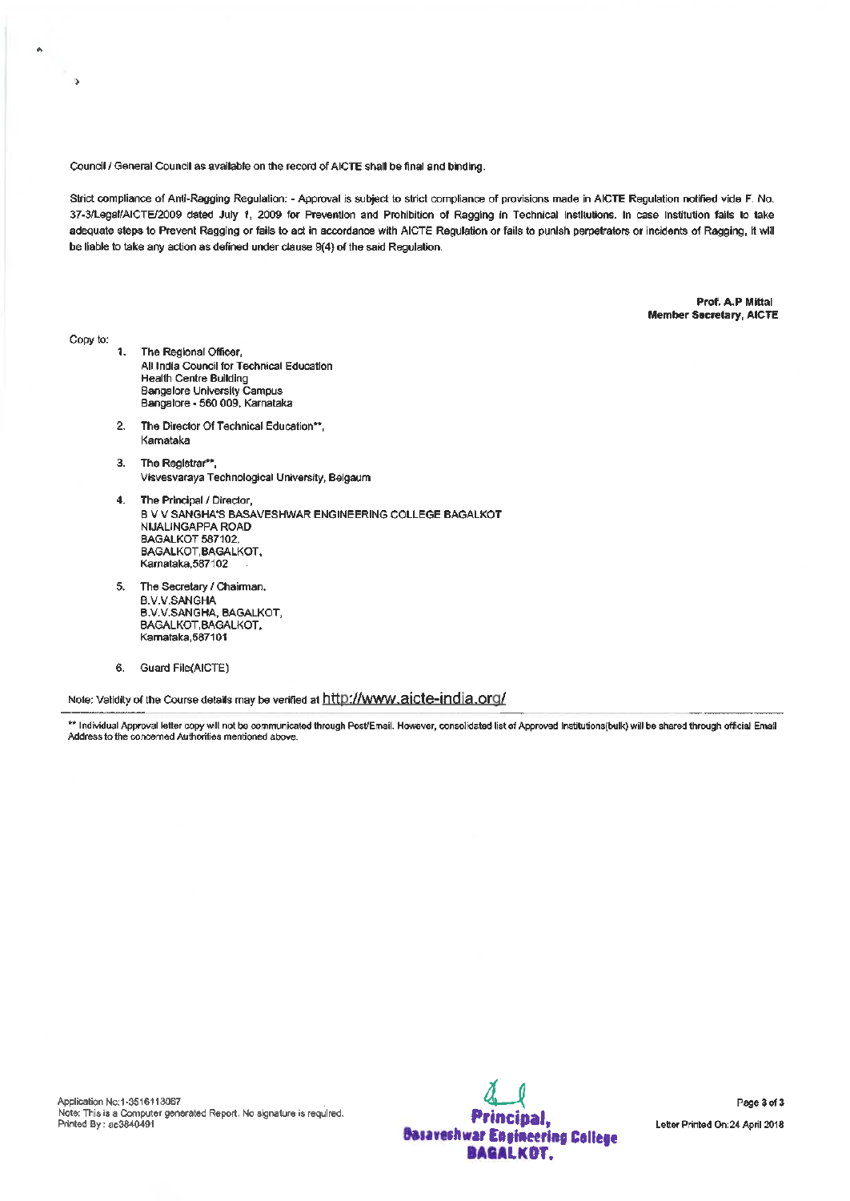Council / General Council as available on the record of AICTE shall be final and binding.

Strict compliance of Anti-Ragging Regulation: - Approval is subject to strict compliance of provisions made in AICTE Regulation notified vide F. No. 37-3/Legal/AICTE/2009 dated July 1, 2009 for Prevention and Prohibition of Ragging in Technical Institutions. In case Institution fails to take adequate steps to Prevent Ragging or fails to act in accordance with AICTE Regulation or fails to punish perpetrators or incidents of Ragging, it will be liable to take any action as defined under clause 9(4) of the said Regulation.

**Prof. A.P Mittal**
**Member Secretary, AICTE**

Copy to:

1. The Regional Officer,
   All India Council for Technical Education
   Health Centre Building
   Bangalore University Campus
   Bangalore - 560 009, Karnataka

2. The Director Of Technical Education**,
   Karnataka

3. The Registrar**,
   Visvesvaraya Technological University, Belgaum

4. The Principal / Director,
   B V V SANGHA'S BASAVESHWAR ENGINEERING COLLEGE BAGALKOT
   NIJALINGAPPA ROAD
   BAGALKOT 587102,
   BAGALKOT,BAGALKOT,
   Karnataka,587102

5. The Secretary / Chairman,
   B.V.V.SANGHA
   B.V.V.SANGHA, BAGALKOT,
   BAGALKOT,BAGALKOT,
   Karnataka,587101

6. Guard File(AICTE)

Note: Validity of the Course details may be verified at http://www.aicte-india.org/

** Individual Approval letter copy will not be communicated through Post/Email. However, consolidated list of Approved Institutions(bulk) will be shared through official Email Address to the concerned Authorities mentioned above.

Application No:1-3516113067
Note: This is a Computer generated Report. No signature is required.
Printed By : ae3840491

**Principal,**
**Basaveshwar Engineering College**
**BAGALKOT.**

Letter Printed On:24 April 2018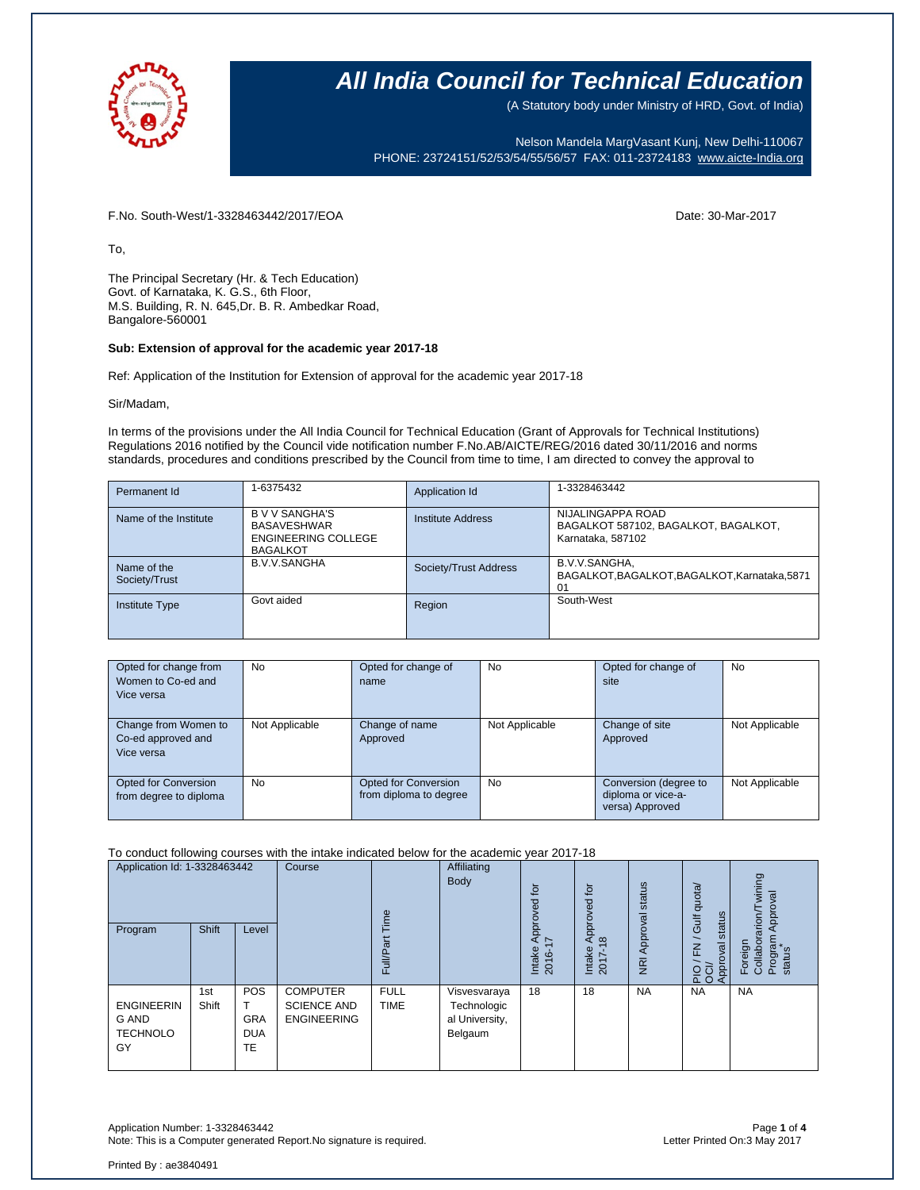# All India Council for Technical Education

(A Statutory body under Ministry of HRD, Govt. of India)

Nelson Mandela MargVasant Kunj, New Delhi-110067
PHONE: 23724151/52/53/54/55/56/57 FAX: 011-23724183 www.aicte-India.org

F.No. South-West/1-3328463442/2017/EOA

Date: 30-Mar-2017

To,

The Principal Secretary (Hr. & Tech Education)
Govt. of Karnataka, K. G.S., 6th Floor,
M.S. Building, R. N. 645,Dr. B. R. Ambedkar Road,
Bangalore-560001

**Sub: Extension of approval for the academic year 2017-18**

Ref: Application of the Institution for Extension of approval for the academic year 2017-18

Sir/Madam,

In terms of the provisions under the All India Council for Technical Education (Grant of Approvals for Technical Institutions) Regulations 2016 notified by the Council vide notification number F.No.AB/AICTE/REG/2016 dated 30/11/2016 and norms standards, procedures and conditions prescribed by the Council from time to time, I am directed to convey the approval to

| Permanent Id | 1-6375432 | Application Id | 1-3328463442 |
|---|---|---|---|
| Name of the Institute | B V V SANGHA'S BASAVESHWAR ENGINEERING COLLEGE BAGALKOT | Institute Address | NIJALINGAPPA ROAD BAGALKOT 587102, BAGALKOT, BAGALKOT, Karnataka, 587102 |
| Name of the Society/Trust | B.V.V.SANGHA | Society/Trust Address | B.V.V.SANGHA, BAGALKOT,BAGALKOT,BAGALKOT,Karnataka,587101 |
| Institute Type | Govt aided | Region | South-West |

| Opted for change from Women to Co-ed and Vice versa | No | Opted for change of name | No | Opted for change of site | No |
|---|---|---|---|---|---|
| Change from Women to Co-ed approved and Vice versa | Not Applicable | Change of name Approved | Not Applicable | Change of site Approved | Not Applicable |
| Opted for Conversion from degree to diploma | No | Opted for Conversion from diploma to degree | No | Conversion (degree to diploma or vice-a-versa) Approved | Not Applicable |

To conduct following courses with the intake indicated below for the academic year 2017-18

| Program | Shift | Level | Course | Full/Part Time | Affiliating Body | Intake Approved for 2016-17 | Intake Approved for 2017-18 | NRI Approval status | PIO / FN / Gulf quota/ OCI/ Approval status | Foreign Collaboration/Twining Program Approval status* |
|---|---|---|---|---|---|---|---|---|---|---|
| ENGINEERING AND TECHNOLOGY | 1st Shift | POST GRADUATE | COMPUTER SCIENCE AND ENGINEERING | FULL TIME | Visvesvaraya Technological University, Belgaum | 18 | 18 | NA | NA | NA |

Application Number: 1-3328463442
Note: This is a Computer generated Report.No signature is required.

Letter Printed On:3 May 2017

Printed By : ae3840491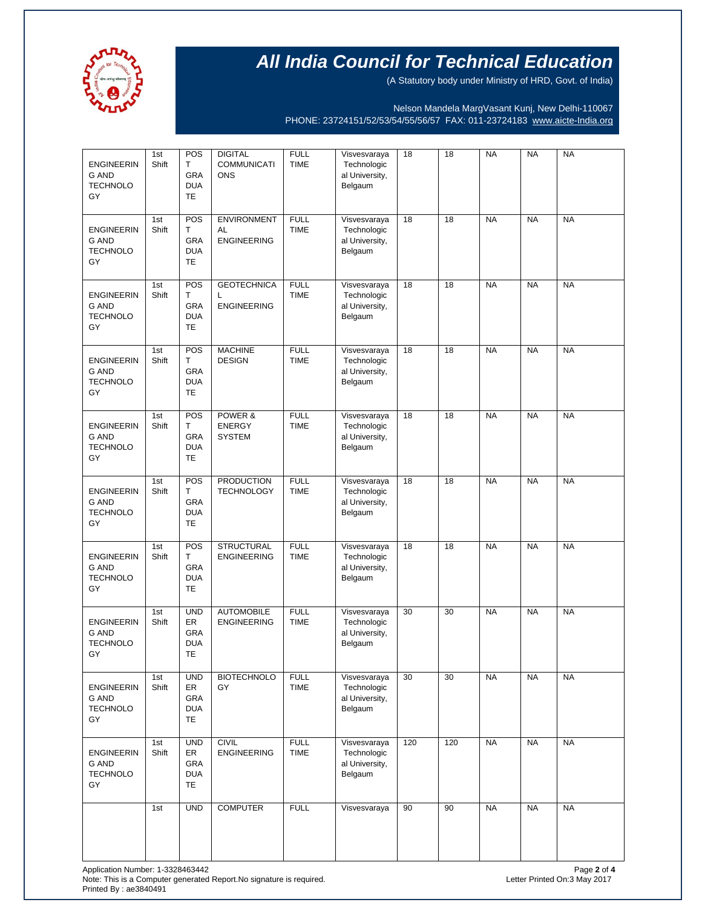# All India Council for Technical Education

(A Statutory body under Ministry of HRD, Govt. of India)

Nelson Mandela MargVasant Kunj, New Delhi-110067
PHONE: 23724151/52/53/54/55/56/57 FAX: 011-23724183 www.aicte-India.org

| | | | | | | | | | | |
|---|---|---|---|---|---|---|---|---|---|---|
| ENGINEERING AND TECHNOLOGY | 1st Shift | POST GRADUATE | DIGITAL COMMUNICATIONS | FULL TIME | Visvesvaraya Technological University, Belgaum | 18 | 18 | NA | NA | NA |
| ENGINEERING AND TECHNOLOGY | 1st Shift | POST GRADUATE | ENVIRONMENTAL ENGINEERING | FULL TIME | Visvesvaraya Technological University, Belgaum | 18 | 18 | NA | NA | NA |
| ENGINEERING AND TECHNOLOGY | 1st Shift | POST GRADUATE | GEOTECHNICAL ENGINEERING | FULL TIME | Visvesvaraya Technological University, Belgaum | 18 | 18 | NA | NA | NA |
| ENGINEERING AND TECHNOLOGY | 1st Shift | POST GRADUATE | MACHINE DESIGN | FULL TIME | Visvesvaraya Technological University, Belgaum | 18 | 18 | NA | NA | NA |
| ENGINEERING AND TECHNOLOGY | 1st Shift | POST GRADUATE | POWER & ENERGY SYSTEM | FULL TIME | Visvesvaraya Technological University, Belgaum | 18 | 18 | NA | NA | NA |
| ENGINEERING AND TECHNOLOGY | 1st Shift | POST GRADUATE | PRODUCTION TECHNOLOGY | FULL TIME | Visvesvaraya Technological University, Belgaum | 18 | 18 | NA | NA | NA |
| ENGINEERING AND TECHNOLOGY | 1st Shift | POST GRADUATE | STRUCTURAL ENGINEERING | FULL TIME | Visvesvaraya Technological University, Belgaum | 18 | 18 | NA | NA | NA |
| ENGINEERING AND TECHNOLOGY | 1st Shift | UNDER GRADUATE | AUTOMOBILE ENGINEERING | FULL TIME | Visvesvaraya Technological University, Belgaum | 30 | 30 | NA | NA | NA |
| ENGINEERING AND TECHNOLOGY | 1st Shift | UNDER GRADUATE | BIOTECHNOLOGY | FULL TIME | Visvesvaraya Technological University, Belgaum | 30 | 30 | NA | NA | NA |
| ENGINEERING AND TECHNOLOGY | 1st Shift | UNDER GRADUATE | CIVIL ENGINEERING | FULL TIME | Visvesvaraya Technological University, Belgaum | 120 | 120 | NA | NA | NA |
| | 1st | UND | COMPUTER | FULL | Visvesvaraya | 90 | 90 | NA | NA | NA |

Application Number: 1-3328463442
Note: This is a Computer generated Report.No signature is required.
Printed By : ae3840491

Letter Printed On:3 May 2017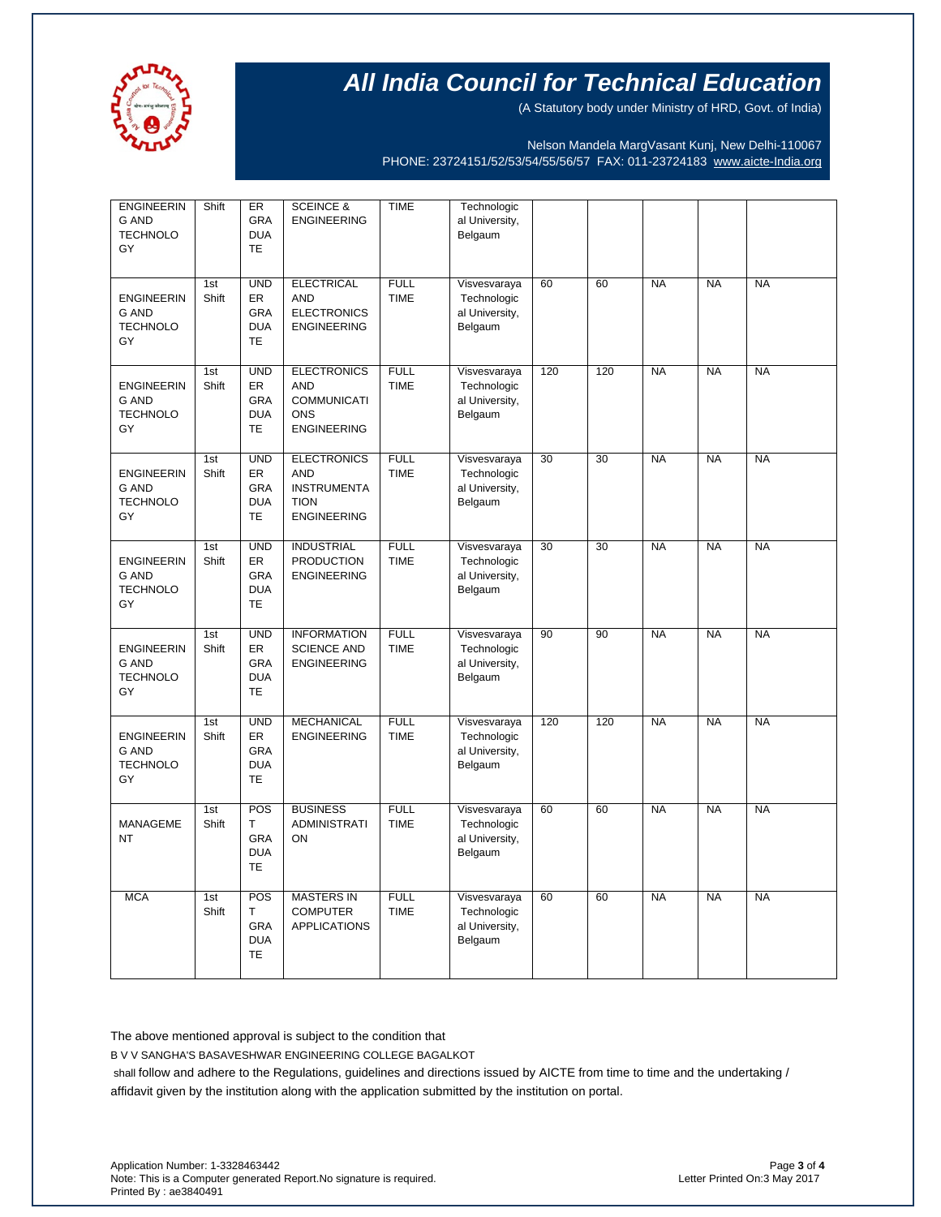# All India Council for Technical Education

(A Statutory body under Ministry of HRD, Govt. of India)

Nelson Mandela MargVasant Kunj, New Delhi-110067
PHONE: 23724151/52/53/54/55/56/57 FAX: 011-23724183 www.aicte-India.org

| | | | | | | | | | | |
|---|---|---|---|---|---|---|---|---|---|---|
| ENGINEERING AND TECHNOLOGY | Shift | ER GRADUATE | SCEINCE & ENGINEERING | TIME | Technological University, Belgaum | | | | | |
| ENGINEERING AND TECHNOLOGY | 1st Shift | UNDER GRADUATE | ELECTRICAL AND ELECTRONICS ENGINEERING | FULL TIME | Visvesvaraya Technological University, Belgaum | 60 | 60 | NA | NA | NA |
| ENGINEERING AND TECHNOLOGY | 1st Shift | UNDER GRADUATE | ELECTRONICS AND COMMUNICATIONS ENGINEERING | FULL TIME | Visvesvaraya Technological University, Belgaum | 120 | 120 | NA | NA | NA |
| ENGINEERING AND TECHNOLOGY | 1st Shift | UNDER GRADUATE | ELECTRONICS AND INSTRUMENTATION ENGINEERING | FULL TIME | Visvesvaraya Technological University, Belgaum | 30 | 30 | NA | NA | NA |
| ENGINEERING AND TECHNOLOGY | 1st Shift | UNDER GRADUATE | INDUSTRIAL PRODUCTION ENGINEERING | FULL TIME | Visvesvaraya Technological University, Belgaum | 30 | 30 | NA | NA | NA |
| ENGINEERING AND TECHNOLOGY | 1st Shift | UNDER GRADUATE | INFORMATION SCIENCE AND ENGINEERING | FULL TIME | Visvesvaraya Technological University, Belgaum | 90 | 90 | NA | NA | NA |
| ENGINEERING AND TECHNOLOGY | 1st Shift | UNDER GRADUATE | MECHANICAL ENGINEERING | FULL TIME | Visvesvaraya Technological University, Belgaum | 120 | 120 | NA | NA | NA |
| MANAGEMENT | 1st Shift | POST GRADUATE | BUSINESS ADMINISTRATION | FULL TIME | Visvesvaraya Technological University, Belgaum | 60 | 60 | NA | NA | NA |
| MCA | 1st Shift | POST GRADUATE | MASTERS IN COMPUTER APPLICATIONS | FULL TIME | Visvesvaraya Technological University, Belgaum | 60 | 60 | NA | NA | NA |

The above mentioned approval is subject to the condition that

B V V SANGHA'S BASAVESHWAR ENGINEERING COLLEGE BAGALKOT

shall follow and adhere to the Regulations, guidelines and directions issued by AICTE from time to time and the undertaking / affidavit given by the institution along with the application submitted by the institution on portal.

Application Number: 1-3328463442
Note: This is a Computer generated Report.No signature is required.
Printed By : ae3840491

Letter Printed On:3 May 2017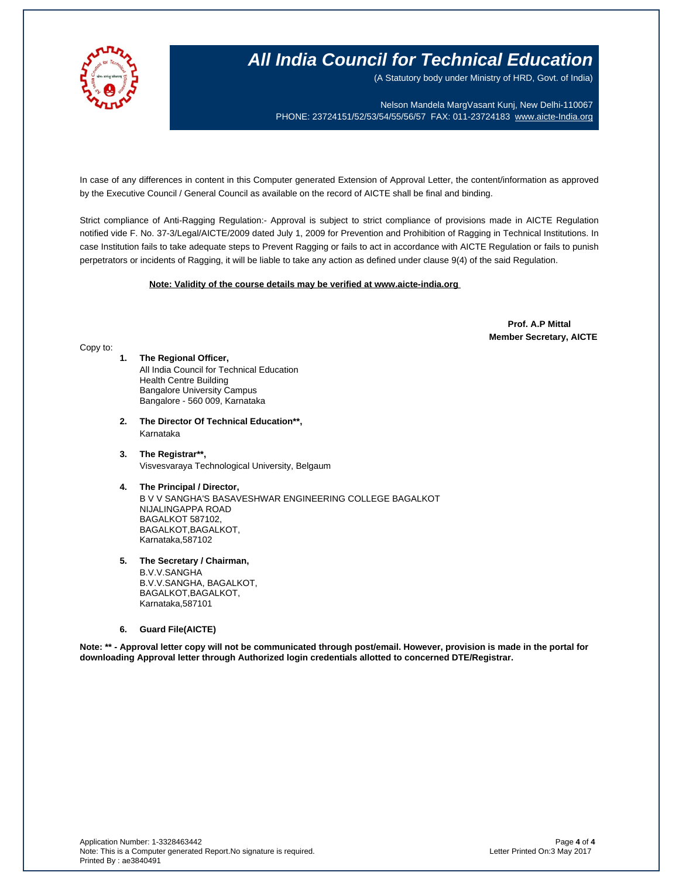# All India Council for Technical Education

(A Statutory body under Ministry of HRD, Govt. of India)

Nelson Mandela MargVasant Kunj, New Delhi-110067
PHONE: 23724151/52/53/54/55/56/57 FAX: 011-23724183 www.aicte-India.org

In case of any differences in content in this Computer generated Extension of Approval Letter, the content/information as approved by the Executive Council / General Council as available on the record of AICTE shall be final and binding.

Strict compliance of Anti-Ragging Regulation:- Approval is subject to strict compliance of provisions made in AICTE Regulation notified vide F. No. 37-3/Legal/AICTE/2009 dated July 1, 2009 for Prevention and Prohibition of Ragging in Technical Institutions. In case Institution fails to take adequate steps to Prevent Ragging or fails to act in accordance with AICTE Regulation or fails to punish perpetrators or incidents of Ragging, it will be liable to take any action as defined under clause 9(4) of the said Regulation.

**Note: Validity of the course details may be verified at www.aicte-india.org**

**Prof. A.P Mittal**
**Member Secretary, AICTE**

Copy to:

1. **The Regional Officer,**
   All India Council for Technical Education
   Health Centre Building
   Bangalore University Campus
   Bangalore - 560 009, Karnataka

2. **The Director Of Technical Education\*\*,**
   Karnataka

3. **The Registrar\*\*,**
   Visvesvaraya Technological University, Belgaum

4. **The Principal / Director,**
   B V V SANGHA'S BASAVESHWAR ENGINEERING COLLEGE BAGALKOT
   NIJALINGAPPA ROAD
   BAGALKOT 587102,
   BAGALKOT,BAGALKOT,
   Karnataka,587102

5. **The Secretary / Chairman,**
   B.V.V.SANGHA
   B.V.V.SANGHA, BAGALKOT,
   BAGALKOT,BAGALKOT,
   Karnataka,587101

6. **Guard File(AICTE)**

**Note: \*\* - Approval letter copy will not be communicated through post/email. However, provision is made in the portal for downloading Approval letter through Authorized login credentials allotted to concerned DTE/Registrar.**

Application Number: 1-3328463442
Note: This is a Computer generated Report.No signature is required.
Printed By : ae3840491

Letter Printed On:3 May 2017